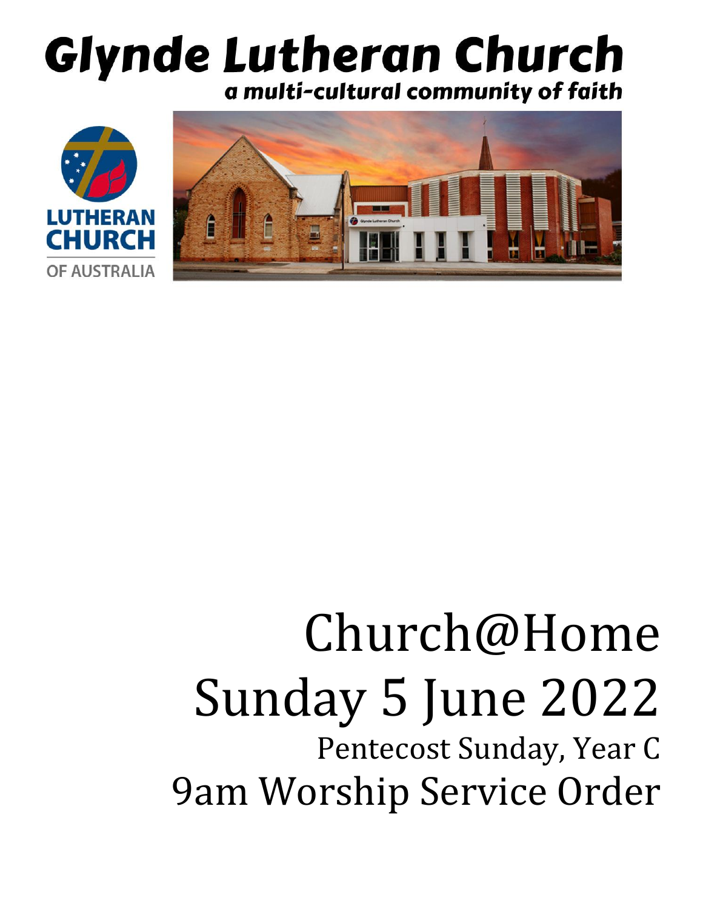# Glynde Lutheran Church

*a multi-cultural community of faith*

LUTHERAN CHURCH OF AUSTRALIA

# Church@Home
# Sunday 5 June 2022

## Pentecost Sunday, Year C

## 9am Worship Service Order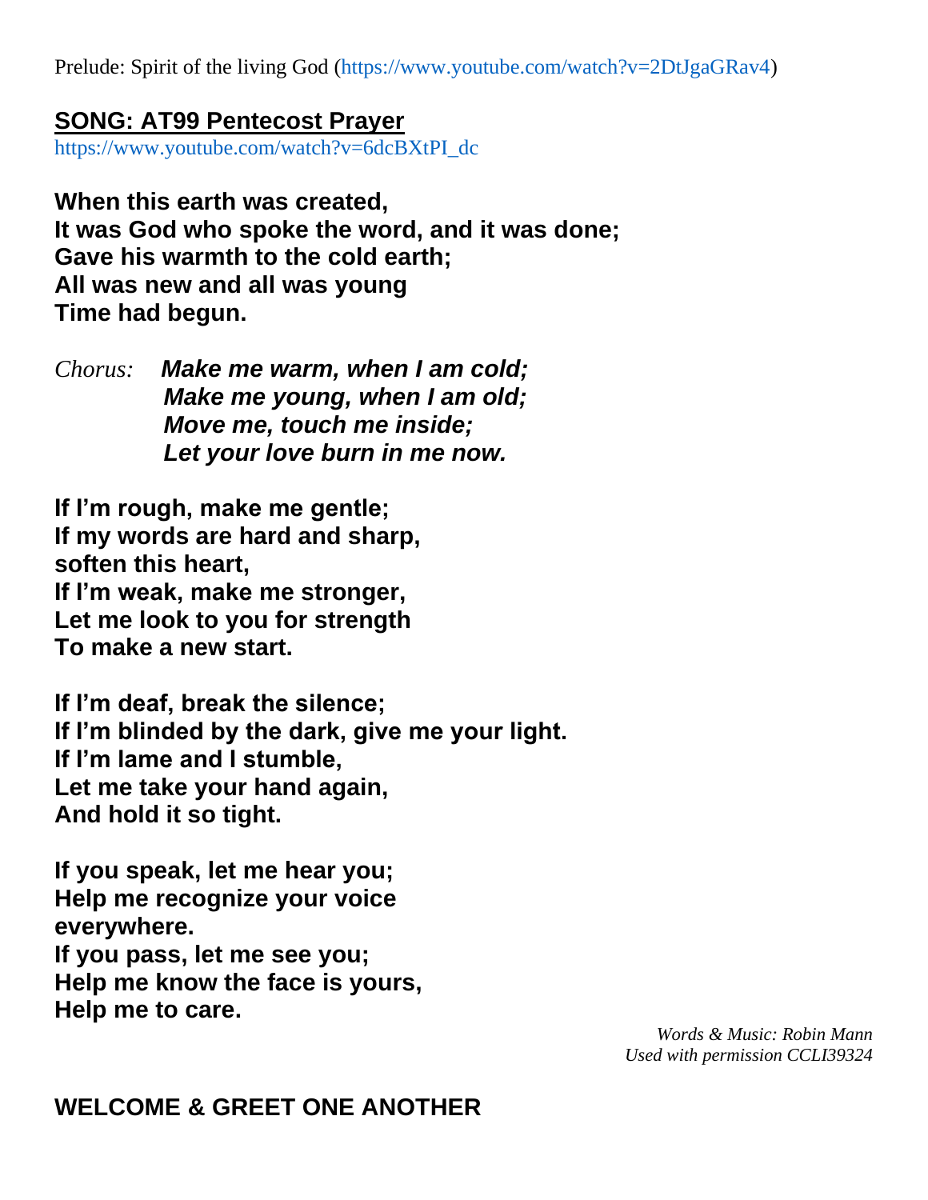Prelude: Spirit of the living God (https://www.youtube.com/watch?v=2DtJgaGRav4)

## SONG: AT99 Pentecost Prayer

https://www.youtube.com/watch?v=6dcBXtPI_dc

**When this earth was created,**
**It was God who spoke the word, and it was done;**
**Gave his warmth to the cold earth;**
**All was new and all was young**
**Time had begun.**

*Chorus:* ***Make me warm, when I am cold;***
***Make me young, when I am old;***
***Move me, touch me inside;***
***Let your love burn in me now.***

**If I'm rough, make me gentle;**
**If my words are hard and sharp,**
**soften this heart,**
**If I'm weak, make me stronger,**
**Let me look to you for strength**
**To make a new start.**

**If I'm deaf, break the silence;**
**If I'm blinded by the dark, give me your light.**
**If I'm lame and I stumble,**
**Let me take your hand again,**
**And hold it so tight.**

**If you speak, let me hear you;**
**Help me recognize your voice**
**everywhere.**
**If you pass, let me see you;**
**Help me know the face is yours,**
**Help me to care.**

*Words & Music: Robin Mann*
*Used with permission CCLI39324*

## WELCOME & GREET ONE ANOTHER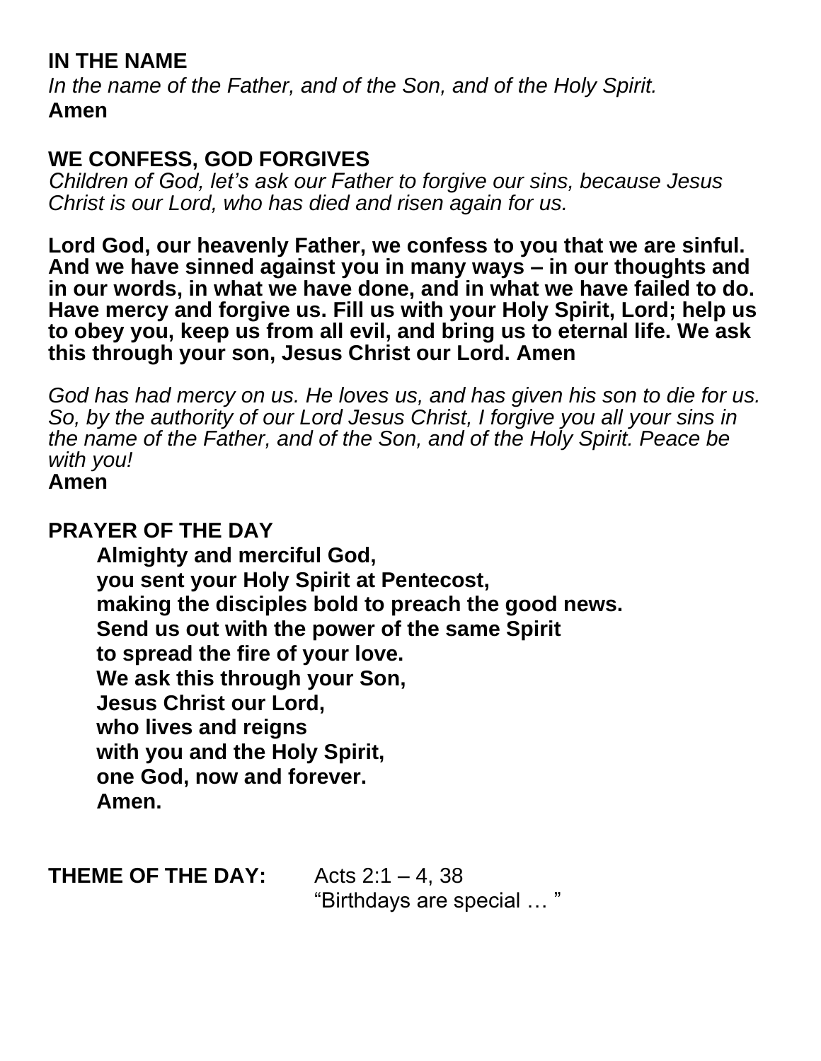**IN THE NAME**

*In the name of the Father, and of the Son, and of the Holy Spirit.*

**Amen**

**WE CONFESS, GOD FORGIVES**

*Children of God, let's ask our Father to forgive our sins, because Jesus Christ is our Lord, who has died and risen again for us.*

**Lord God, our heavenly Father, we confess to you that we are sinful. And we have sinned against you in many ways – in our thoughts and in our words, in what we have done, and in what we have failed to do. Have mercy and forgive us. Fill us with your Holy Spirit, Lord; help us to obey you, keep us from all evil, and bring us to eternal life. We ask this through your son, Jesus Christ our Lord. Amen**

*God has had mercy on us. He loves us, and has given his son to die for us. So, by the authority of our Lord Jesus Christ, I forgive you all your sins in the name of the Father, and of the Son, and of the Holy Spirit. Peace be with you!*

**Amen**

**PRAYER OF THE DAY**

**Almighty and merciful God,**
**you sent your Holy Spirit at Pentecost,**
**making the disciples bold to preach the good news.**
**Send us out with the power of the same Spirit**
**to spread the fire of your love.**
**We ask this through your Son,**
**Jesus Christ our Lord,**
**who lives and reigns**
**with you and the Holy Spirit,**
**one God, now and forever.**
**Amen.**

**THEME OF THE DAY:** Acts 2:1 – 4, 38
"Birthdays are special … "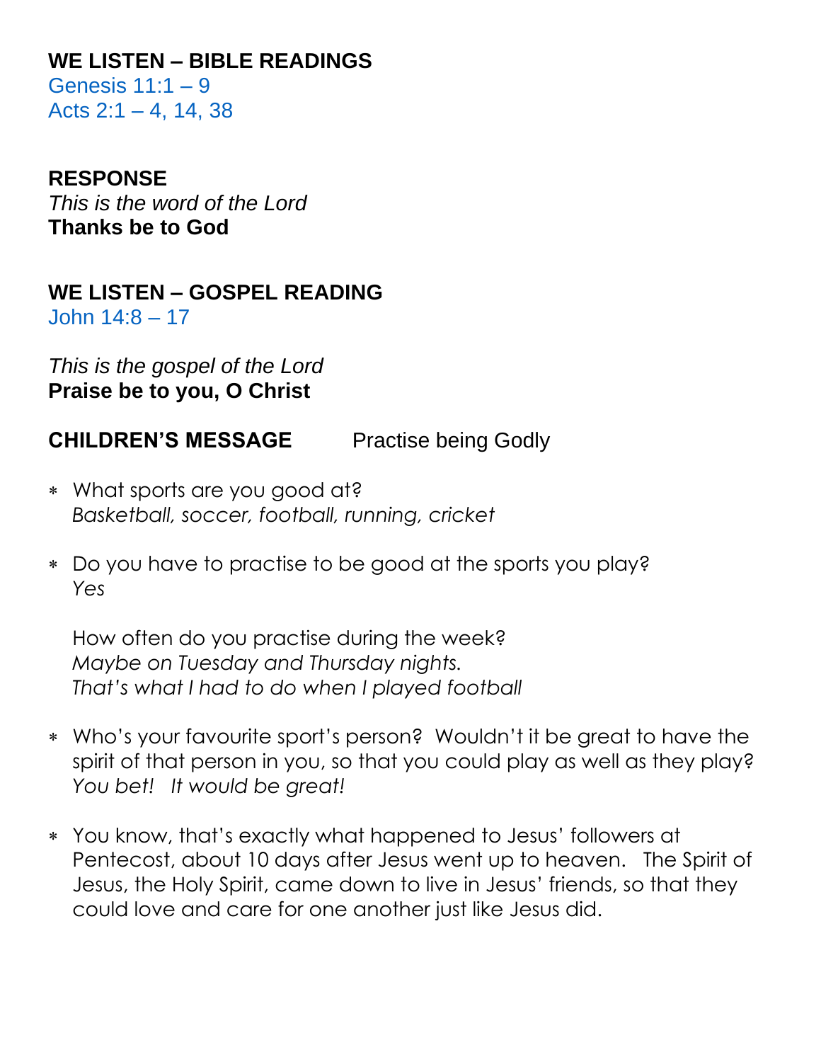**WE LISTEN – BIBLE READINGS**
Genesis 11:1 – 9
Acts 2:1 – 4, 14, 38

**RESPONSE**
*This is the word of the Lord*
**Thanks be to God**

**WE LISTEN – GOSPEL READING**
John 14:8 – 17

*This is the gospel of the Lord*
**Praise be to you, O Christ**

**CHILDREN'S MESSAGE** Practise being Godly

* What sports are you good at?
  *Basketball, soccer, football, running, cricket*

* Do you have to practise to be good at the sports you play?
  *Yes*

  How often do you practise during the week?
  *Maybe on Tuesday and Thursday nights.*
  *That's what I had to do when I played football*

* Who's your favourite sport's person? Wouldn't it be great to have the spirit of that person in you, so that you could play as well as they play?
  *You bet! It would be great!*

* You know, that's exactly what happened to Jesus' followers at Pentecost, about 10 days after Jesus went up to heaven. The Spirit of Jesus, the Holy Spirit, came down to live in Jesus' friends, so that they could love and care for one another just like Jesus did.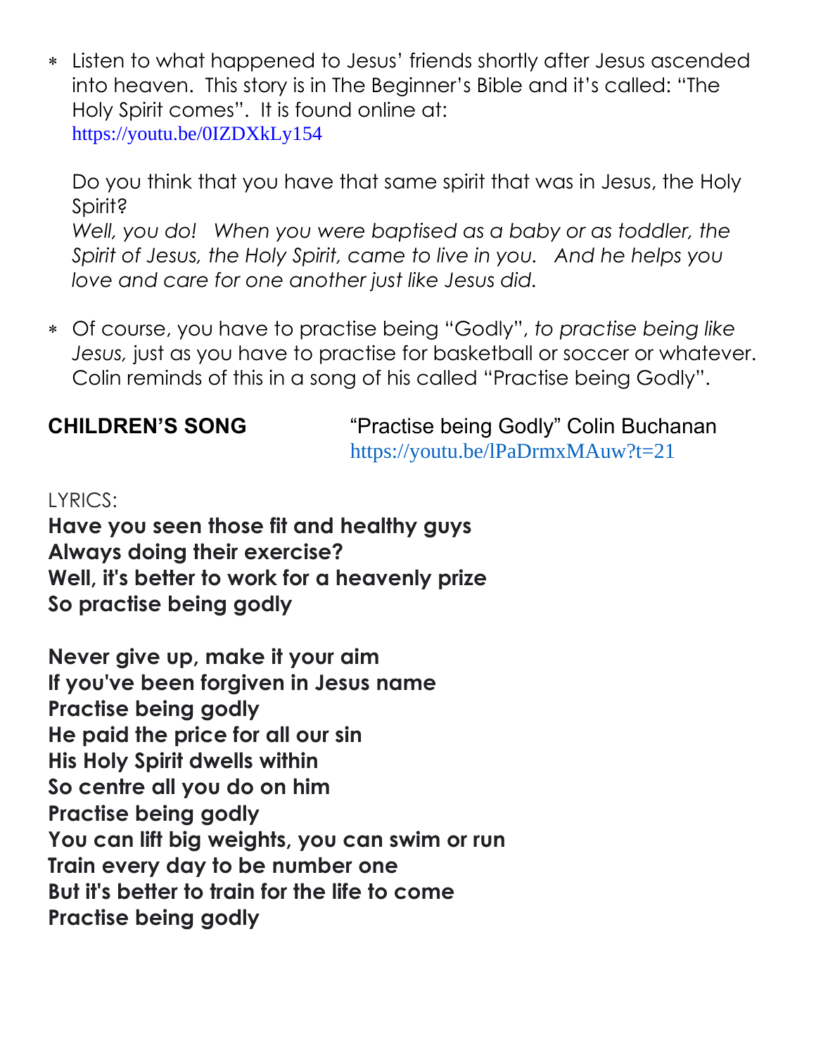* Listen to what happened to Jesus' friends shortly after Jesus ascended into heaven. This story is in The Beginner's Bible and it's called: "The Holy Spirit comes". It is found online at: https://youtu.be/0IZDXkLy154

  Do you think that you have that same spirit that was in Jesus, the Holy Spirit?
  *Well, you do! When you were baptised as a baby or as toddler, the Spirit of Jesus, the Holy Spirit, came to live in you. And he helps you love and care for one another just like Jesus did.*

* Of course, you have to practise being "Godly", *to practise being like Jesus,* just as you have to practise for basketball or soccer or whatever. Colin reminds of this in a song of his called "Practise being Godly".

**CHILDREN'S SONG** "Practise being Godly" Colin Buchanan
https://youtu.be/lPaDrmxMAuw?t=21

LYRICS:

**Have you seen those fit and healthy guys**
**Always doing their exercise?**
**Well, it's better to work for a heavenly prize**
**So practise being godly**

**Never give up, make it your aim**
**If you've been forgiven in Jesus name**
**Practise being godly**
**He paid the price for all our sin**
**His Holy Spirit dwells within**
**So centre all you do on him**
**Practise being godly**
**You can lift big weights, you can swim or run**
**Train every day to be number one**
**But it's better to train for the life to come**
**Practise being godly**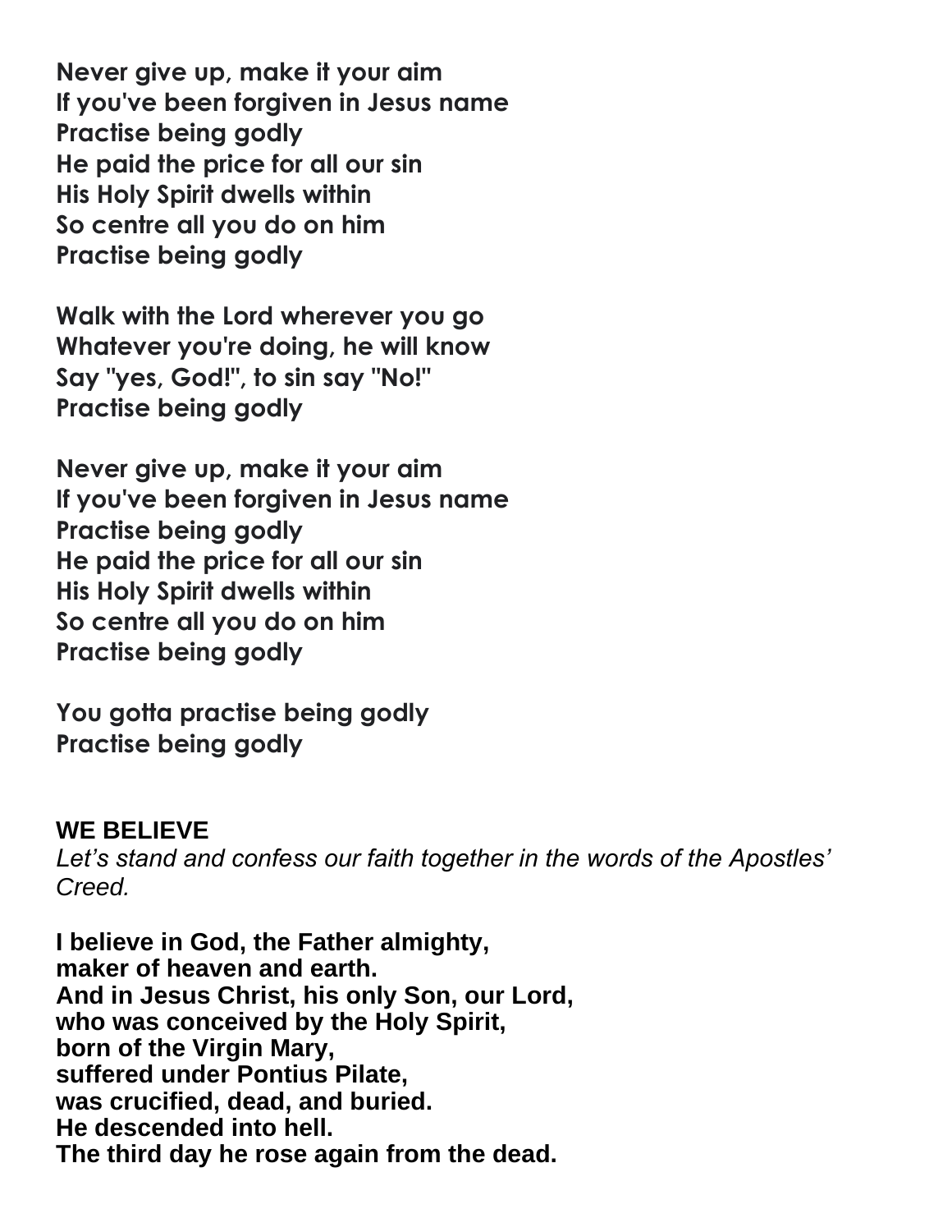**Never give up, make it your aim**
**If you've been forgiven in Jesus name**
**Practise being godly**
**He paid the price for all our sin**
**His Holy Spirit dwells within**
**So centre all you do on him**
**Practise being godly**

**Walk with the Lord wherever you go**
**Whatever you're doing, he will know**
**Say "yes, God!", to sin say "No!"**
**Practise being godly**

**Never give up, make it your aim**
**If you've been forgiven in Jesus name**
**Practise being godly**
**He paid the price for all our sin**
**His Holy Spirit dwells within**
**So centre all you do on him**
**Practise being godly**

**You gotta practise being godly**
**Practise being godly**

**WE BELIEVE**
*Let's stand and confess our faith together in the words of the Apostles' Creed.*

**I believe in God, the Father almighty,**
**maker of heaven and earth.**
**And in Jesus Christ, his only Son, our Lord,**
**who was conceived by the Holy Spirit,**
**born of the Virgin Mary,**
**suffered under Pontius Pilate,**
**was crucified, dead, and buried.**
**He descended into hell.**
**The third day he rose again from the dead.**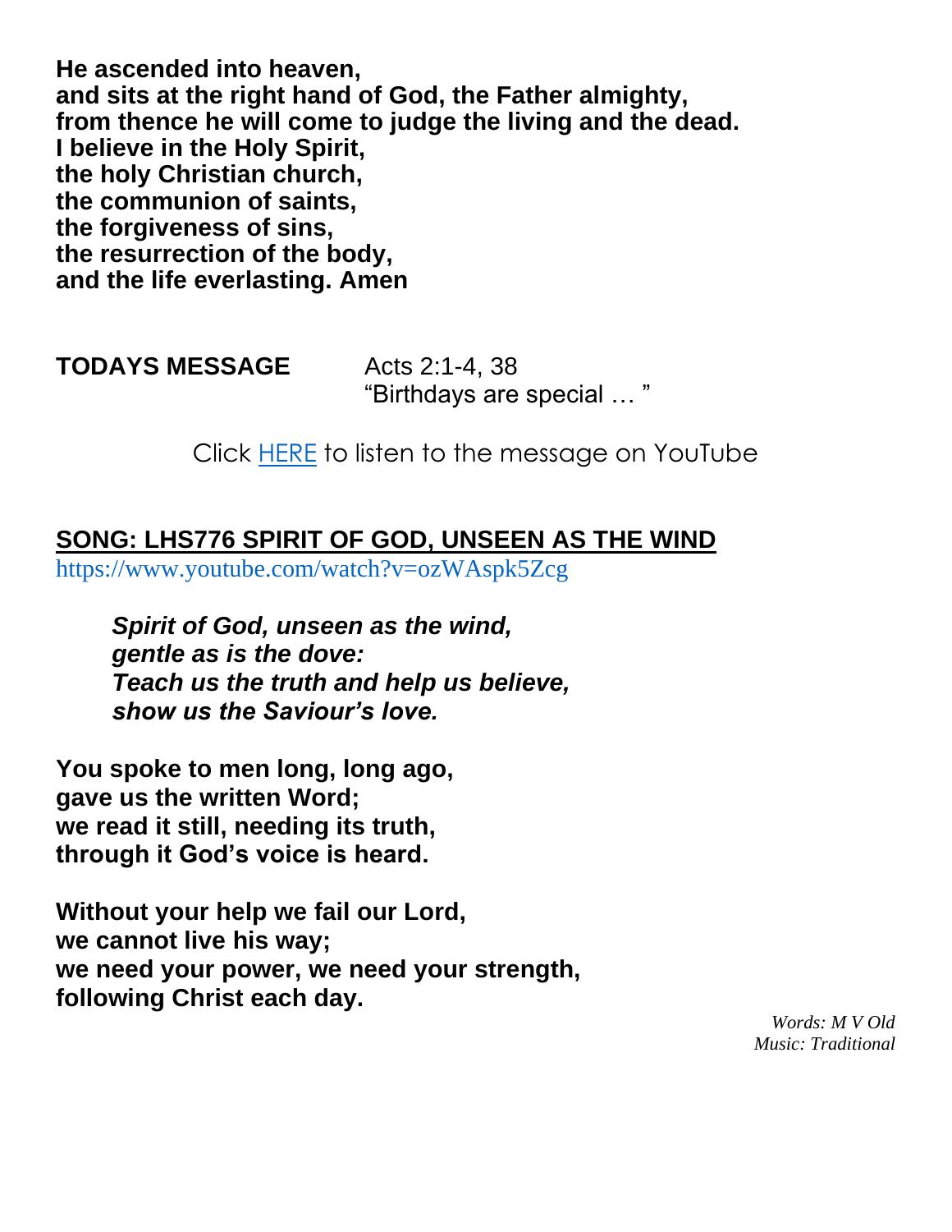**He ascended into heaven,**
**and sits at the right hand of God, the Father almighty,**
**from thence he will come to judge the living and the dead.**
**I believe in the Holy Spirit,**
**the holy Christian church,**
**the communion of saints,**
**the forgiveness of sins,**
**the resurrection of the body,**
**and the life everlasting. Amen**

**TODAYS MESSAGE** Acts 2:1-4, 38
"Birthdays are special … "

Click HERE to listen to the message on YouTube

## SONG: LHS776 SPIRIT OF GOD, UNSEEN AS THE WIND

https://www.youtube.com/watch?v=ozWAspk5Zcg

***Spirit of God, unseen as the wind,***
***gentle as is the dove:***
***Teach us the truth and help us believe,***
***show us the Saviour's love.***

**You spoke to men long, long ago,**
**gave us the written Word;**
**we read it still, needing its truth,**
**through it God's voice is heard.**

**Without your help we fail our Lord,**
**we cannot live his way;**
**we need your power, we need your strength,**
**following Christ each day.**

*Words: M V Old*
*Music: Traditional*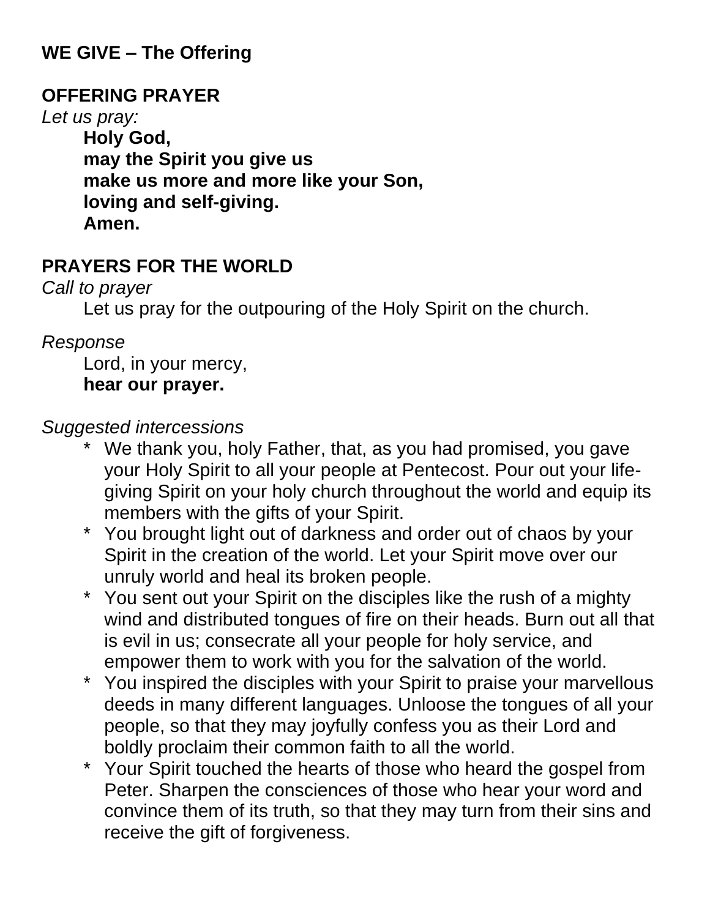**WE GIVE – The Offering**

**OFFERING PRAYER**

*Let us pray:*

> **Holy God,**
> **may the Spirit you give us**
> **make us more and more like your Son,**
> **loving and self-giving.**
> **Amen.**

**PRAYERS FOR THE WORLD**

*Call to prayer*

> Let us pray for the outpouring of the Holy Spirit on the church.

*Response*

> Lord, in your mercy,
> **hear our prayer.**

*Suggested intercessions*

- We thank you, holy Father, that, as you had promised, you gave your Holy Spirit to all your people at Pentecost. Pour out your life-giving Spirit on your holy church throughout the world and equip its members with the gifts of your Spirit.
- You brought light out of darkness and order out of chaos by your Spirit in the creation of the world. Let your Spirit move over our unruly world and heal its broken people.
- You sent out your Spirit on the disciples like the rush of a mighty wind and distributed tongues of fire on their heads. Burn out all that is evil in us; consecrate all your people for holy service, and empower them to work with you for the salvation of the world.
- You inspired the disciples with your Spirit to praise your marvellous deeds in many different languages. Unloose the tongues of all your people, so that they may joyfully confess you as their Lord and boldly proclaim their common faith to all the world.
- Your Spirit touched the hearts of those who heard the gospel from Peter. Sharpen the consciences of those who hear your word and convince them of its truth, so that they may turn from their sins and receive the gift of forgiveness.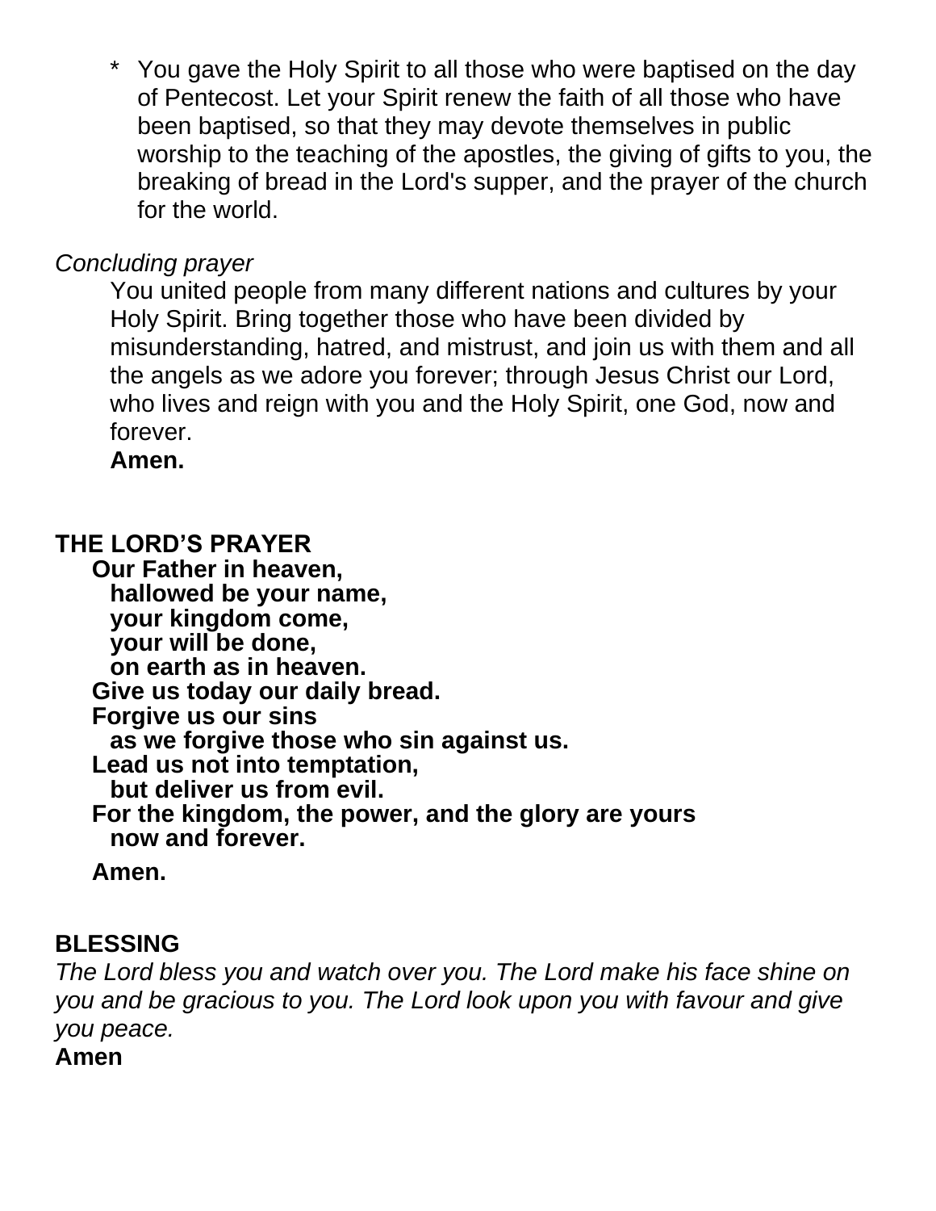\* You gave the Holy Spirit to all those who were baptised on the day of Pentecost. Let your Spirit renew the faith of all those who have been baptised, so that they may devote themselves in public worship to the teaching of the apostles, the giving of gifts to you, the breaking of bread in the Lord's supper, and the prayer of the church for the world.

*Concluding prayer*

You united people from many different nations and cultures by your Holy Spirit. Bring together those who have been divided by misunderstanding, hatred, and mistrust, and join us with them and all the angels as we adore you forever; through Jesus Christ our Lord, who lives and reign with you and the Holy Spirit, one God, now and forever.
**Amen.**

## THE LORD'S PRAYER

**Our Father in heaven,**
**hallowed be your name,**
**your kingdom come,**
**your will be done,**
**on earth as in heaven.**
**Give us today our daily bread.**
**Forgive us our sins**
**as we forgive those who sin against us.**
**Lead us not into temptation,**
**but deliver us from evil.**
**For the kingdom, the power, and the glory are yours**
**now and forever.**

**Amen.**

## BLESSING

*The Lord bless you and watch over you. The Lord make his face shine on you and be gracious to you. The Lord look upon you with favour and give you peace.*
**Amen**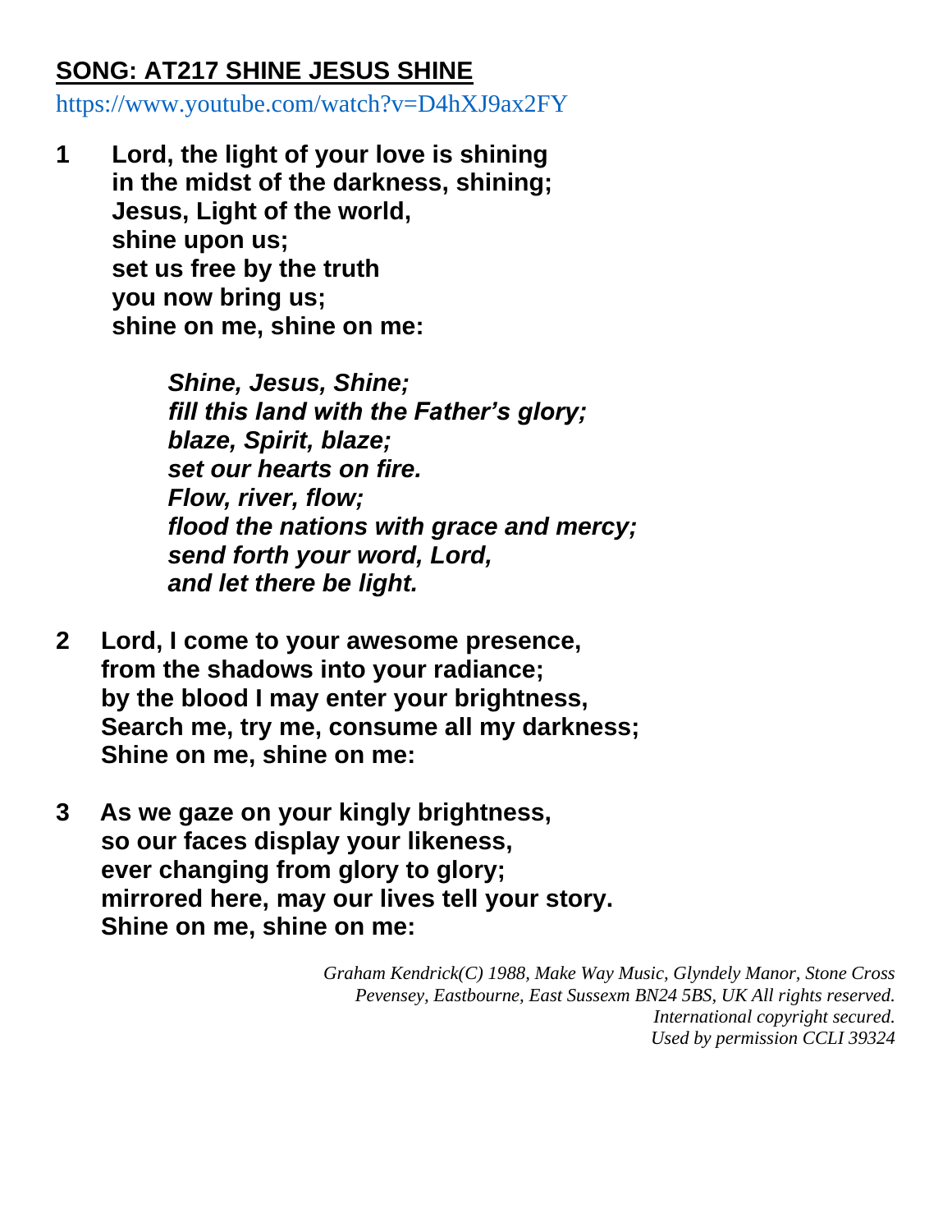## **SONG: AT217 SHINE JESUS SHINE**

https://www.youtube.com/watch?v=D4hXJ9ax2FY

**1 Lord, the light of your love is shining**
**in the midst of the darkness, shining;**
**Jesus, Light of the world,**
**shine upon us;**
**set us free by the truth**
**you now bring us;**
**shine on me, shine on me:**

> ***Shine, Jesus, Shine;***
> ***fill this land with the Father's glory;***
> ***blaze, Spirit, blaze;***
> ***set our hearts on fire.***
> ***Flow, river, flow;***
> ***flood the nations with grace and mercy;***
> ***send forth your word, Lord,***
> ***and let there be light.***

**2 Lord, I come to your awesome presence,**
**from the shadows into your radiance;**
**by the blood I may enter your brightness,**
**Search me, try me, consume all my darkness;**
**Shine on me, shine on me:**

**3 As we gaze on your kingly brightness,**
**so our faces display your likeness,**
**ever changing from glory to glory;**
**mirrored here, may our lives tell your story.**
**Shine on me, shine on me:**

*Graham Kendrick(C) 1988, Make Way Music, Glyndely Manor, Stone Cross Pevensey, Eastbourne, East Sussexm BN24 5BS, UK All rights reserved. International copyright secured. Used by permission CCLI 39324*